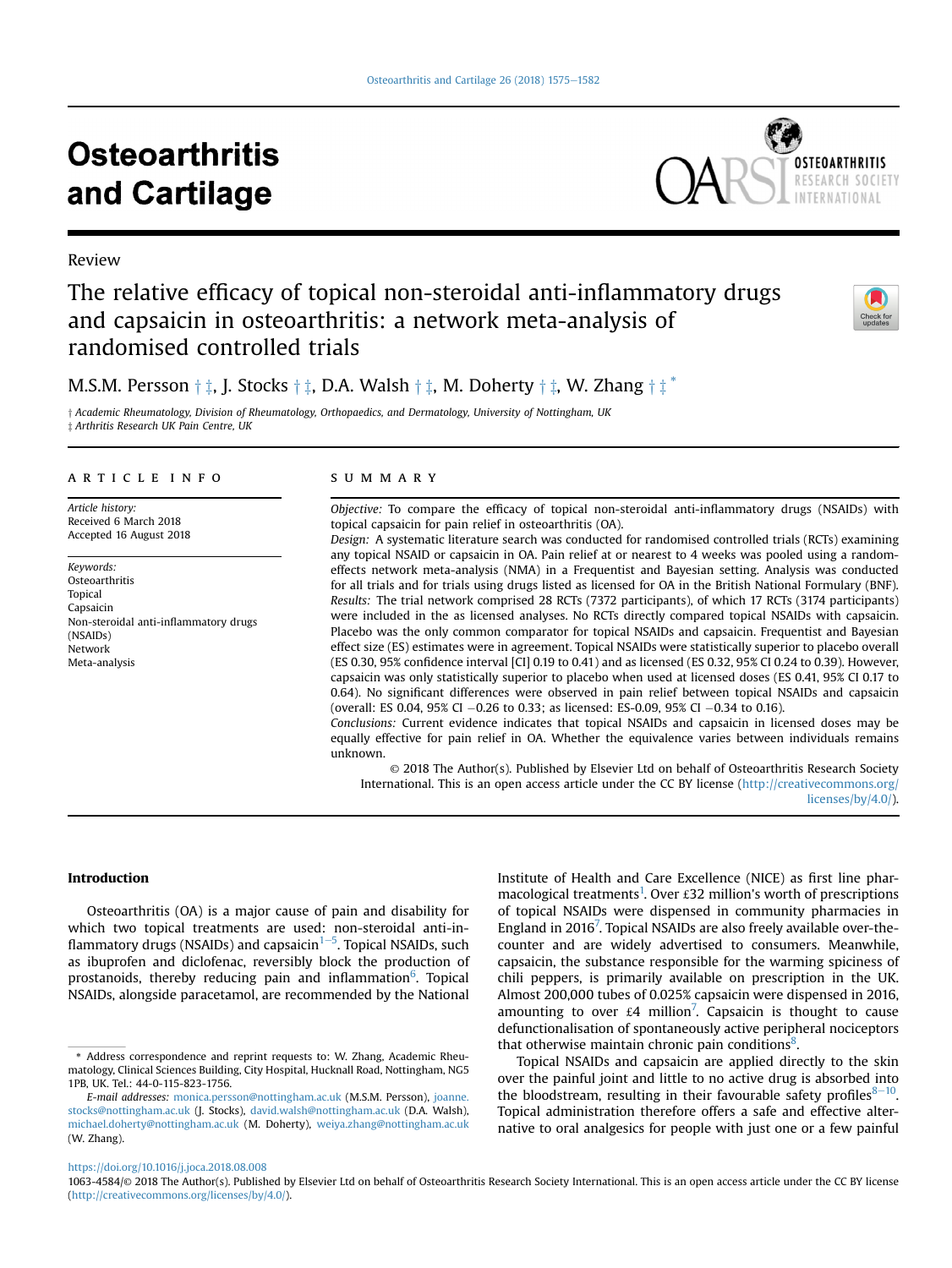# Osteoarthritis and Cartilage

Review

## The relative efficacy of topical non-steroidal anti-inflammatory drugs and capsaicin in osteoarthritis: a network meta-analysis of randomised controlled trials

M.S.M. Persson [†,‡], J. Stocks [†,‡], D.A. Walsh [†,‡], M. Doherty [†,‡], W. Zhang [†,‡,*]

[†] Academic Rheumatology, Division of Rheumatology, Orthopaedics, and Dermatology, University of Nottingham, UK
[‡] Arthritis Research UK Pain Centre, UK

### ARTICLE INFO

*Article history:*
Received 6 March 2018
Accepted 16 August 2018

*Keywords:*
Osteoarthritis
Topical
Capsaicin
Non-steroidal anti-inflammatory drugs (NSAIDs)
Network
Meta-analysis

### SUMMARY

*Objective:* To compare the efficacy of topical non-steroidal anti-inflammatory drugs (NSAIDs) with topical capsaicin for pain relief in osteoarthritis (OA).

*Design:* A systematic literature search was conducted for randomised controlled trials (RCTs) examining any topical NSAID or capsaicin in OA. Pain relief at or nearest to 4 weeks was pooled using a random-effects network meta-analysis (NMA) in a Frequentist and Bayesian setting. Analysis was conducted for all trials and for trials using drugs listed as licensed for OA in the British National Formulary (BNF).

*Results:* The trial network comprised 28 RCTs (7372 participants), of which 17 RCTs (3174 participants) were included in the as licensed analyses. No RCTs directly compared topical NSAIDs with capsaicin. Placebo was the only common comparator for topical NSAIDs and capsaicin. Frequentist and Bayesian effect size (ES) estimates were in agreement. Topical NSAIDs were statistically superior to placebo overall (ES 0.30, 95% confidence interval [CI] 0.19 to 0.41) and as licensed (ES 0.32, 95% CI 0.24 to 0.39). However, capsaicin was only statistically superior to placebo when used at licensed doses (ES 0.41, 95% CI 0.17 to 0.64). No significant differences were observed in pain relief between topical NSAIDs and capsaicin (overall: ES 0.04, 95% CI −0.26 to 0.33; as licensed: ES-0.09, 95% CI −0.34 to 0.16).

*Conclusions:* Current evidence indicates that topical NSAIDs and capsaicin in licensed doses may be equally effective for pain relief in OA. Whether the equivalence varies between individuals remains unknown.

© 2018 The Author(s). Published by Elsevier Ltd on behalf of Osteoarthritis Research Society International. This is an open access article under the CC BY license (http://creativecommons.org/licenses/by/4.0/).

## Introduction

Osteoarthritis (OA) is a major cause of pain and disability for which two topical treatments are used: non-steroidal anti-inflammatory drugs (NSAIDs) and capsaicin[1–5]. Topical NSAIDs, such as ibuprofen and diclofenac, reversibly block the production of prostanoids, thereby reducing pain and inflammation[6]. Topical NSAIDs, alongside paracetamol, are recommended by the National Institute of Health and Care Excellence (NICE) as first line pharmacological treatments[1]. Over £32 million's worth of prescriptions of topical NSAIDs were dispensed in community pharmacies in England in 2016[7]. Topical NSAIDs are also freely available over-the-counter and are widely advertised to consumers. Meanwhile, capsaicin, the substance responsible for the warming spiciness of chili peppers, is primarily available on prescription in the UK. Almost 200,000 tubes of 0.025% capsaicin were dispensed in 2016, amounting to over £4 million[7]. Capsaicin is thought to cause defunctionalisation of spontaneously active peripheral nociceptors that otherwise maintain chronic pain conditions[8].

Topical NSAIDs and capsaicin are applied directly to the skin over the painful joint and little to no active drug is absorbed into the bloodstream, resulting in their favourable safety profiles[8–10]. Topical administration therefore offers a safe and effective alternative to oral analgesics for people with just one or a few painful

---

* Address correspondence and reprint requests to: W. Zhang, Academic Rheumatology, Clinical Sciences Building, City Hospital, Hucknall Road, Nottingham, NG5 1PB, UK. Tel.: 44-0-115-823-1756.

*E-mail addresses:* monica.persson@nottingham.ac.uk (M.S.M. Persson), joanne.stocks@nottingham.ac.uk (J. Stocks), david.walsh@nottingham.ac.uk (D.A. Walsh), michael.doherty@nottingham.ac.uk (M. Doherty), weiya.zhang@nottingham.ac.uk (W. Zhang).

https://doi.org/10.1016/j.joca.2018.08.008
1063-4584/© 2018 The Author(s). Published by Elsevier Ltd on behalf of Osteoarthritis Research Society International. This is an open access article under the CC BY license (http://creativecommons.org/licenses/by/4.0/).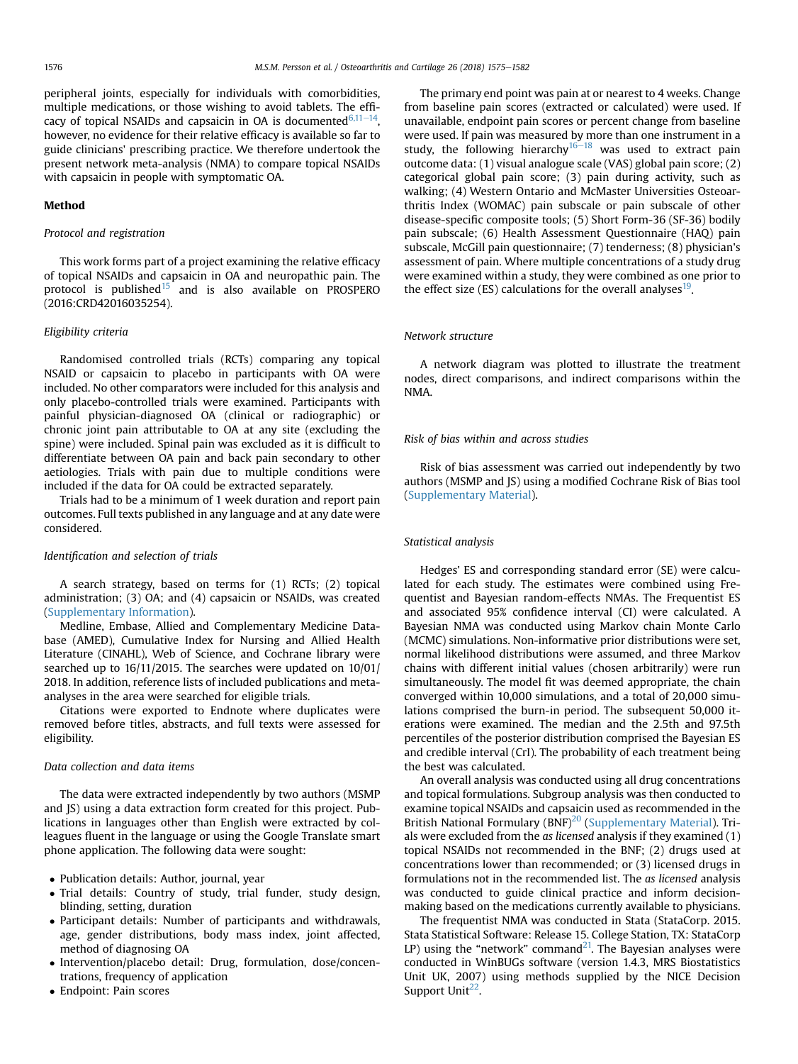peripheral joints, especially for individuals with comorbidities, multiple medications, or those wishing to avoid tablets. The efficacy of topical NSAIDs and capsaicin in OA is documented[6,11–14], however, no evidence for their relative efficacy is available so far to guide clinicians' prescribing practice. We therefore undertook the present network meta-analysis (NMA) to compare topical NSAIDs with capsaicin in people with symptomatic OA.

## Method

### *Protocol and registration*

This work forms part of a project examining the relative efficacy of topical NSAIDs and capsaicin in OA and neuropathic pain. The protocol is published[15] and is also available on PROSPERO (2016:CRD42016035254).

### *Eligibility criteria*

Randomised controlled trials (RCTs) comparing any topical NSAID or capsaicin to placebo in participants with OA were included. No other comparators were included for this analysis and only placebo-controlled trials were examined. Participants with painful physician-diagnosed OA (clinical or radiographic) or chronic joint pain attributable to OA at any site (excluding the spine) were included. Spinal pain was excluded as it is difficult to differentiate between OA pain and back pain secondary to other aetiologies. Trials with pain due to multiple conditions were included if the data for OA could be extracted separately.

Trials had to be a minimum of 1 week duration and report pain outcomes. Full texts published in any language and at any date were considered.

### *Identification and selection of trials*

A search strategy, based on terms for (1) RCTs; (2) topical administration; (3) OA; and (4) capsaicin or NSAIDs, was created (Supplementary Information).

Medline, Embase, Allied and Complementary Medicine Database (AMED), Cumulative Index for Nursing and Allied Health Literature (CINAHL), Web of Science, and Cochrane library were searched up to 16/11/2015. The searches were updated on 10/01/2018. In addition, reference lists of included publications and meta-analyses in the area were searched for eligible trials.

Citations were exported to Endnote where duplicates were removed before titles, abstracts, and full texts were assessed for eligibility.

### *Data collection and data items*

The data were extracted independently by two authors (MSMP and JS) using a data extraction form created for this project. Publications in languages other than English were extracted by colleagues fluent in the language or using the Google Translate smart phone application. The following data were sought:

- Publication details: Author, journal, year
- Trial details: Country of study, trial funder, study design, blinding, setting, duration
- Participant details: Number of participants and withdrawals, age, gender distributions, body mass index, joint affected, method of diagnosing OA
- Intervention/placebo detail: Drug, formulation, dose/concentrations, frequency of application
- Endpoint: Pain scores

The primary end point was pain at or nearest to 4 weeks. Change from baseline pain scores (extracted or calculated) were used. If unavailable, endpoint pain scores or percent change from baseline were used. If pain was measured by more than one instrument in a study, the following hierarchy[16–18] was used to extract pain outcome data: (1) visual analogue scale (VAS) global pain score; (2) categorical global pain score; (3) pain during activity, such as walking; (4) Western Ontario and McMaster Universities Osteoarthritis Index (WOMAC) pain subscale or pain subscale of other disease-specific composite tools; (5) Short Form-36 (SF-36) bodily pain subscale; (6) Health Assessment Questionnaire (HAQ) pain subscale, McGill pain questionnaire; (7) tenderness; (8) physician's assessment of pain. Where multiple concentrations of a study drug were examined within a study, they were combined as one prior to the effect size (ES) calculations for the overall analyses[19].

### *Network structure*

A network diagram was plotted to illustrate the treatment nodes, direct comparisons, and indirect comparisons within the NMA.

### *Risk of bias within and across studies*

Risk of bias assessment was carried out independently by two authors (MSMP and JS) using a modified Cochrane Risk of Bias tool (Supplementary Material).

### *Statistical analysis*

Hedges' ES and corresponding standard error (SE) were calculated for each study. The estimates were combined using Frequentist and Bayesian random-effects NMAs. The Frequentist ES and associated 95% confidence interval (CI) were calculated. A Bayesian NMA was conducted using Markov chain Monte Carlo (MCMC) simulations. Non-informative prior distributions were set, normal likelihood distributions were assumed, and three Markov chains with different initial values (chosen arbitrarily) were run simultaneously. The model fit was deemed appropriate, the chain converged within 10,000 simulations, and a total of 20,000 simulations comprised the burn-in period. The subsequent 50,000 iterations were examined. The median and the 2.5th and 97.5th percentiles of the posterior distribution comprised the Bayesian ES and credible interval (CrI). The probability of each treatment being the best was calculated.

An overall analysis was conducted using all drug concentrations and topical formulations. Subgroup analysis was then conducted to examine topical NSAIDs and capsaicin used as recommended in the British National Formulary (BNF)[20] (Supplementary Material). Trials were excluded from the *as licensed* analysis if they examined (1) topical NSAIDs not recommended in the BNF; (2) drugs used at concentrations lower than recommended; or (3) licensed drugs in formulations not in the recommended list. The *as licensed* analysis was conducted to guide clinical practice and inform decision-making based on the medications currently available to physicians.

The frequentist NMA was conducted in Stata (StataCorp. 2015. Stata Statistical Software: Release 15. College Station, TX: StataCorp LP) using the "network" command[21]. The Bayesian analyses were conducted in WinBUGs software (version 1.4.3, MRS Biostatistics Unit UK, 2007) using methods supplied by the NICE Decision Support Unit[22].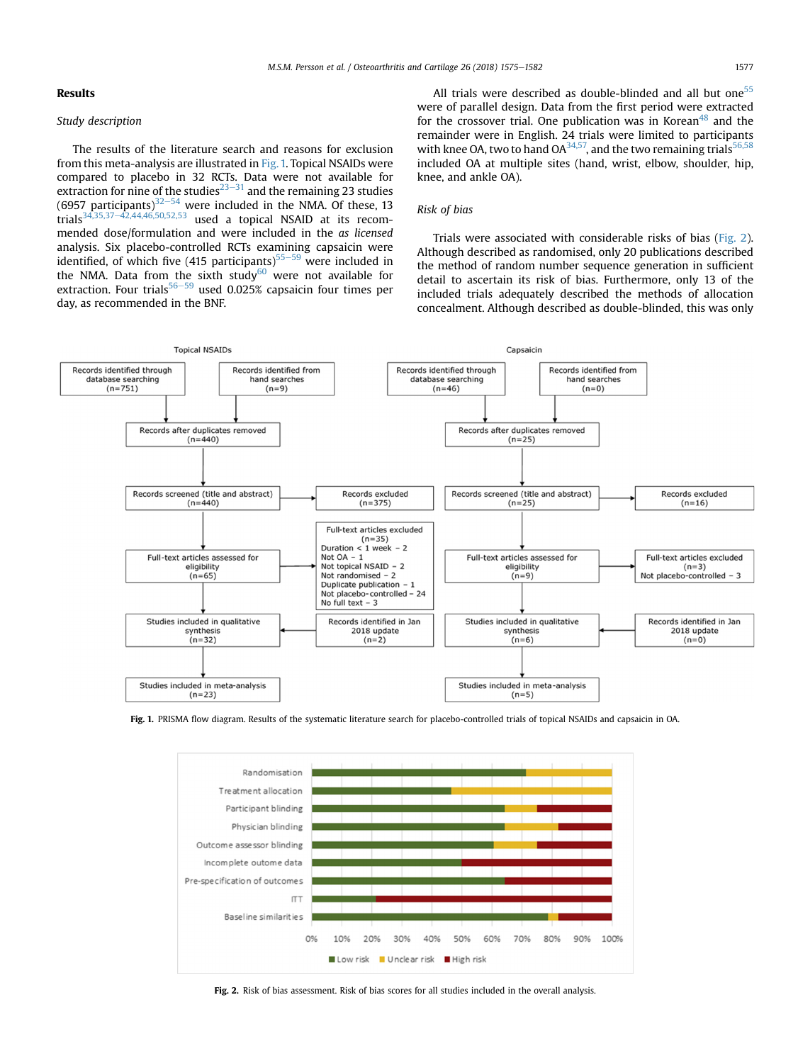## Results

### Study description

The results of the literature search and reasons for exclusion from this meta-analysis are illustrated in Fig. 1. Topical NSAIDs were compared to placebo in 32 RCTs. Data were not available for extraction for nine of the studies[23–31] and the remaining 23 studies (6957 participants)[32–54] were included in the NMA. Of these, 13 trials[34,35,37–42,44,46,50,52,53] used a topical NSAID at its recommended dose/formulation and were included in the *as licensed* analysis. Six placebo-controlled RCTs examining capsaicin were identified, of which five (415 participants)[55–59] were included in the NMA. Data from the sixth study[60] were not available for extraction. Four trials[56–59] used 0.025% capsaicin four times per day, as recommended in the BNF.

All trials were described as double-blinded and all but one[55] were of parallel design. Data from the first period were extracted for the crossover trial. One publication was in Korean[48] and the remainder were in English. 24 trials were limited to participants with knee OA, two to hand OA[34,57], and the two remaining trials[56,58] included OA at multiple sites (hand, wrist, elbow, shoulder, hip, knee, and ankle OA).

### Risk of bias

Trials were associated with considerable risks of bias (Fig. 2). Although described as randomised, only 20 publications described the method of random number sequence generation in sufficient detail to ascertain its risk of bias. Furthermore, only 13 of the included trials adequately described the methods of allocation concealment. Although described as double-blinded, this was only

**Fig. 1.** PRISMA flow diagram. Results of the systematic literature search for placebo-controlled trials of topical NSAIDs and capsaicin in OA.

**Fig. 2.** Risk of bias assessment. Risk of bias scores for all studies included in the overall analysis.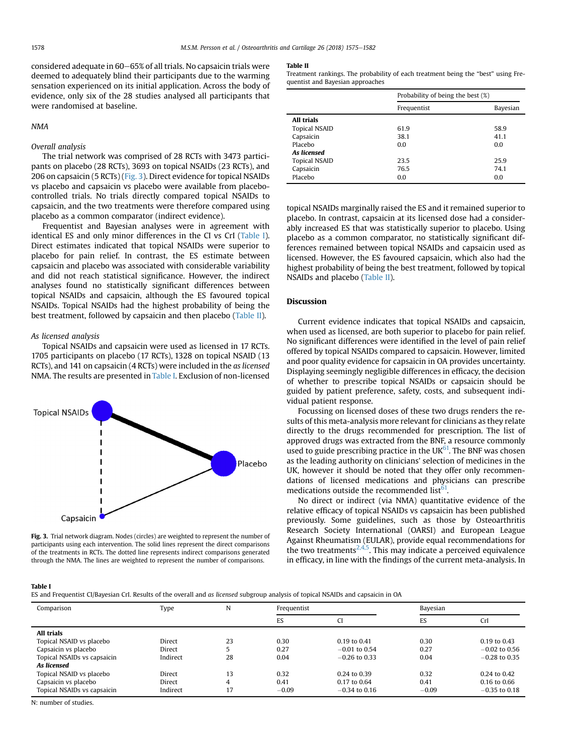considered adequate in 60–65% of all trials. No capsaicin trials were deemed to adequately blind their participants due to the warming sensation experienced on its initial application. Across the body of evidence, only six of the 28 studies analysed all participants that were randomised at baseline.

## NMA

### Overall analysis

The trial network was comprised of 28 RCTs with 3473 participants on placebo (28 RCTs), 3693 on topical NSAIDs (23 RCTs), and 206 on capsaicin (5 RCTs) (Fig. 3). Direct evidence for topical NSAIDs vs placebo and capsaicin vs placebo were available from placebo-controlled trials. No trials directly compared topical NSAIDs to capsaicin, and the two treatments were therefore compared using placebo as a common comparator (indirect evidence).

Frequentist and Bayesian analyses were in agreement with identical ES and only minor differences in the CI vs CrI (Table I). Direct estimates indicated that topical NSAIDs were superior to placebo for pain relief. In contrast, the ES estimate between capsaicin and placebo was associated with considerable variability and did not reach statistical significance. However, the indirect analyses found no statistically significant differences between topical NSAIDs and capsaicin, although the ES favoured topical NSAIDs. Topical NSAIDs had the highest probability of being the best treatment, followed by capsaicin and then placebo (Table II).

### As licensed analysis

Topical NSAIDs and capsaicin were used as licensed in 17 RCTs. 1705 participants on placebo (17 RCTs), 1328 on topical NSAID (13 RCTs), and 141 on capsaicin (4 RCTs) were included in the *as licensed* NMA. The results are presented in Table I. Exclusion of non-licensed topical NSAIDs marginally raised the ES and it remained superior to placebo. In contrast, capsaicin at its licensed dose had a considerably increased ES that was statistically superior to placebo. Using placebo as a common comparator, no statistically significant differences remained between topical NSAIDs and capsaicin used as licensed. However, the ES favoured capsaicin, which also had the highest probability of being the best treatment, followed by topical NSAIDs and placebo (Table II).

**Fig. 3.** Trial network diagram. Nodes (circles) are weighted to represent the number of participants using each intervention. The solid lines represent the direct comparisons of the treatments in RCTs. The dotted line represents indirect comparisons generated through the NMA. The lines are weighted to represent the number of comparisons.

**Table II**
Treatment rankings. The probability of each treatment being the "best" using Frequentist and Bayesian approaches

| | Probability of being the best (%) | |
|---|---|---|
| | Frequentist | Bayesian |
| **All trials** | | |
| Topical NSAID | 61.9 | 58.9 |
| Capsaicin | 38.1 | 41.1 |
| Placebo | 0.0 | 0.0 |
| ***As licensed*** | | |
| Topical NSAID | 23.5 | 25.9 |
| Capsaicin | 76.5 | 74.1 |
| Placebo | 0.0 | 0.0 |

**Table I**
ES and Frequentist CI/Bayesian CrI. Results of the overall and *as licensed* subgroup analysis of topical NSAIDs and capsaicin in OA

| Comparison | Type | N | Frequentist | | Bayesian | |
|---|---|---|---|---|---|---|
| | | | ES | CI | ES | CrI |
| **All trials** | | | | | | |
| Topical NSAID vs placebo | Direct | 23 | 0.30 | 0.19 to 0.41 | 0.30 | 0.19 to 0.43 |
| Capsaicin vs placebo | Direct | 5 | 0.27 | −0.01 to 0.54 | 0.27 | −0.02 to 0.56 |
| Topical NSAIDs vs capsaicin | Indirect | 28 | 0.04 | −0.26 to 0.33 | 0.04 | −0.28 to 0.35 |
| ***As licensed*** | | | | | | |
| Topical NSAID vs placebo | Direct | 13 | 0.32 | 0.24 to 0.39 | 0.32 | 0.24 to 0.42 |
| Capsaicin vs placebo | Direct | 4 | 0.41 | 0.17 to 0.64 | 0.41 | 0.16 to 0.66 |
| Topical NSAIDs vs capsaicin | Indirect | 17 | −0.09 | −0.34 to 0.16 | −0.09 | −0.35 to 0.18 |

N: number of studies.

## Discussion

Current evidence indicates that topical NSAIDs and capsaicin, when used as licensed, are both superior to placebo for pain relief. No significant differences were identified in the level of pain relief offered by topical NSAIDs compared to capsaicin. However, limited and poor quality evidence for capsaicin in OA provides uncertainty. Displaying seemingly negligible differences in efficacy, the decision of whether to prescribe topical NSAIDs or capsaicin should be guided by patient preference, safety, costs, and subsequent individual patient response.

Focussing on licensed doses of these two drugs renders the results of this meta-analysis more relevant for clinicians as they relate directly to the drugs recommended for prescription. The list of approved drugs was extracted from the BNF, a resource commonly used to guide prescribing practice in the UK[61]. The BNF was chosen as the leading authority on clinicians' selection of medicines in the UK, however it should be noted that they offer only recommendations of licensed medications and physicians can prescribe medications outside the recommended list[61].

No direct or indirect (via NMA) quantitative evidence of the relative efficacy of topical NSAIDs vs capsaicin has been published previously. Some guidelines, such as those by Osteoarthritis Research Society International (OARSI) and European League Against Rheumatism (EULAR), provide equal recommendations for the two treatments[2,4,5]. This may indicate a perceived equivalence in efficacy, in line with the findings of the current meta-analysis. In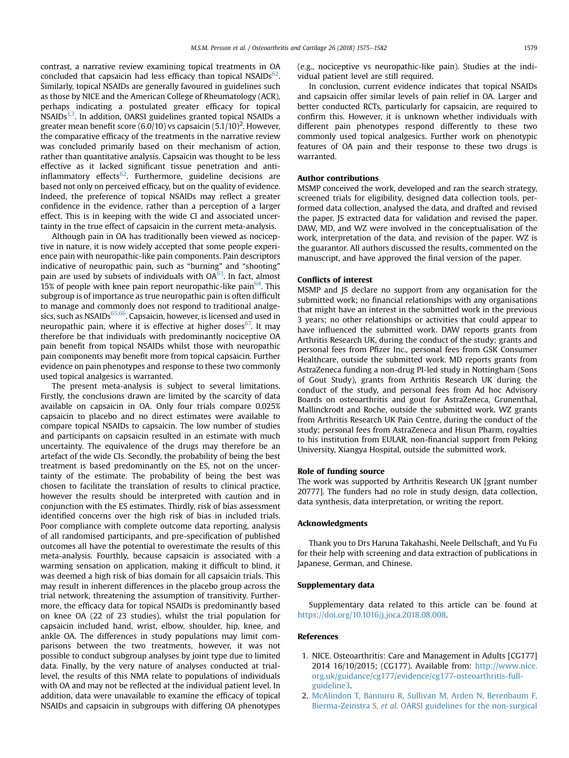contrast, a narrative review examining topical treatments in OA concluded that capsaicin had less efficacy than topical NSAIDs[62]. Similarly, topical NSAIDs are generally favoured in guidelines such as those by NICE and the American College of Rheumatology (ACR), perhaps indicating a postulated greater efficacy for topical NSAIDs[1,3]. In addition, OARSI guidelines granted topical NSAIDs a greater mean benefit score (6.0/10) vs capsaicin (5.1/10)[2]. However, the comparative efficacy of the treatments in the narrative review was concluded primarily based on their mechanism of action, rather than quantitative analysis. Capsaicin was thought to be less effective as it lacked significant tissue penetration and anti-inflammatory effects[62]. Furthermore, guideline decisions are based not only on perceived efficacy, but on the quality of evidence. Indeed, the preference of topical NSAIDs may reflect a greater confidence in the evidence, rather than a perception of a larger effect. This is in keeping with the wide CI and associated uncertainty in the true effect of capsaicin in the current meta-analysis.

Although pain in OA has traditionally been viewed as nociceptive in nature, it is now widely accepted that some people experience pain with neuropathic-like pain components. Pain descriptors indicative of neuropathic pain, such as "burning" and "shooting" pain are used by subsets of individuals with OA[63]. In fact, almost 15% of people with knee pain report neuropathic-like pain[64]. This subgroup is of importance as true neuropathic pain is often difficult to manage and commonly does not respond to traditional analgesics, such as NSAIDs[65,66]. Capsaicin, however, is licensed and used in neuropathic pain, where it is effective at higher doses[67]. It may therefore be that individuals with predominantly nociceptive OA pain benefit from topical NSAIDs whilst those with neuropathic pain components may benefit more from topical capsaicin. Further evidence on pain phenotypes and response to these two commonly used topical analgesics is warranted.

The present meta-analysis is subject to several limitations. Firstly, the conclusions drawn are limited by the scarcity of data available on capsaicin in OA. Only four trials compare 0.025% capsaicin to placebo and no direct estimates were available to compare topical NSAIDs to capsaicin. The low number of studies and participants on capsaicin resulted in an estimate with much uncertainty. The equivalence of the drugs may therefore be an artefact of the wide CIs. Secondly, the probability of being the best treatment is based predominantly on the ES, not on the uncertainty of the estimate. The probability of being the best was chosen to facilitate the translation of results to clinical practice, however the results should be interpreted with caution and in conjunction with the ES estimates. Thirdly, risk of bias assessment identified concerns over the high risk of bias in included trials. Poor compliance with complete outcome data reporting, analysis of all randomised participants, and pre-specification of published outcomes all have the potential to overestimate the results of this meta-analysis. Fourthly, because capsaicin is associated with a warming sensation on application, making it difficult to blind, it was deemed a high risk of bias domain for all capsaicin trials. This may result in inherent differences in the placebo group across the trial network, threatening the assumption of transitivity. Furthermore, the efficacy data for topical NSAIDs is predominantly based on knee OA (22 of 23 studies), whilst the trial population for capsaicin included hand, wrist, elbow, shoulder, hip, knee, and ankle OA. The differences in study populations may limit comparisons between the two treatments, however, it was not possible to conduct subgroup analyses by joint type due to limited data. Finally, by the very nature of analyses conducted at trial-level, the results of this NMA relate to populations of individuals with OA and may not be reflected at the individual patient level. In addition, data were unavailable to examine the efficacy of topical NSAIDs and capsaicin in subgroups with differing OA phenotypes (e.g., nociceptive vs neuropathic-like pain). Studies at the individual patient level are still required.

In conclusion, current evidence indicates that topical NSAIDs and capsaicin offer similar levels of pain relief in OA. Larger and better conducted RCTs, particularly for capsaicin, are required to confirm this. However, it is unknown whether individuals with different pain phenotypes respond differently to these two commonly used topical analgesics. Further work on phenotypic features of OA pain and their response to these two drugs is warranted.

## Author contributions

MSMP conceived the work, developed and ran the search strategy, screened trials for eligibility, designed data collection tools, performed data collection, analysed the data, and drafted and revised the paper. JS extracted data for validation and revised the paper. DAW, MD, and WZ were involved in the conceptualisation of the work, interpretation of the data, and revision of the paper. WZ is the guarantor. All authors discussed the results, commented on the manuscript, and have approved the final version of the paper.

## Conflicts of interest

MSMP and JS declare no support from any organisation for the submitted work; no financial relationships with any organisations that might have an interest in the submitted work in the previous 3 years; no other relationships or activities that could appear to have influenced the submitted work. DAW reports grants from Arthritis Research UK, during the conduct of the study; grants and personal fees from Pfizer Inc., personal fees from GSK Consumer Healthcare, outside the submitted work. MD reports grants from AstraZeneca funding a non-drug PI-led study in Nottingham (Sons of Gout Study), grants from Arthritis Research UK during the conduct of the study, and personal fees from Ad hoc Advisory Boards on osteoarthritis and gout for AstraZeneca, Grunenthal, Mallinckrodt and Roche, outside the submitted work. WZ grants from Arthritis Research UK Pain Centre, during the conduct of the study; personal fees from AstraZeneca and Hisun Pharm, royalties to his institution from EULAR, non-financial support from Peking University, Xiangya Hospital, outside the submitted work.

## Role of funding source

The work was supported by Arthritis Research UK [grant number 20777]. The funders had no role in study design, data collection, data synthesis, data interpretation, or writing the report.

## Acknowledgments

Thank you to Drs Haruna Takahashi, Neele Dellschaft, and Yu Fu for their help with screening and data extraction of publications in Japanese, German, and Chinese.

## Supplementary data

Supplementary data related to this article can be found at https://doi.org/10.1016/j.joca.2018.08.008.

## References

1. NICE. Osteoarthritis: Care and Management in Adults [CG177] 2014 16/10/2015; (CG177). Available from: http://www.nice.org.uk/guidance/cg177/evidence/cg177-osteoarthritis-full-guideline3.
2. McAlindon T, Bannuru R, Sullivan M, Arden N, Berenbaum F, Bierma-Zeinstra S, *et al.* OARSI guidelines for the non-surgical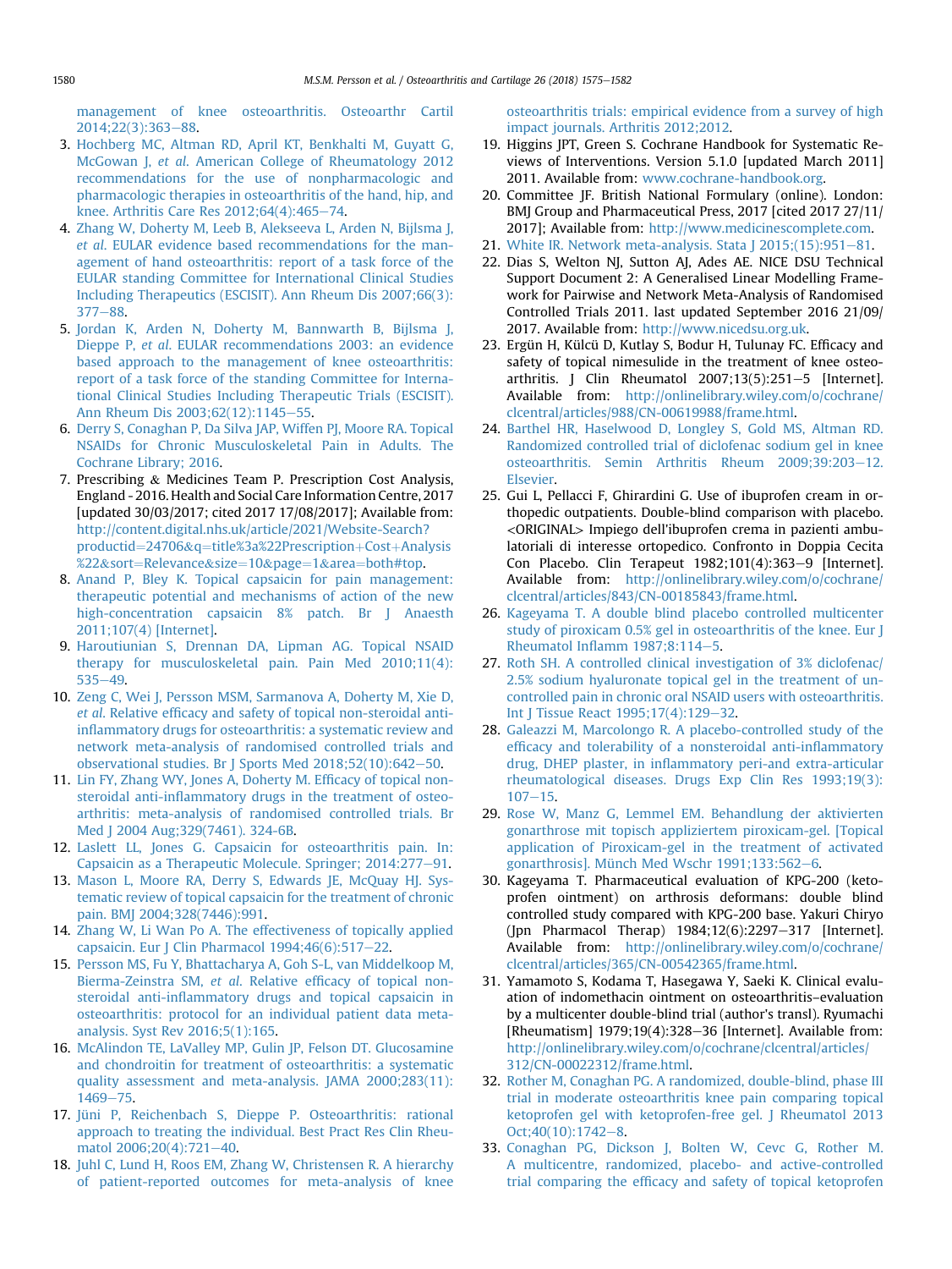management of knee osteoarthritis. Osteoarthr Cartil 2014;22(3):363–88.

3. Hochberg MC, Altman RD, April KT, Benkhalti M, Guyatt G, McGowan J, *et al*. American College of Rheumatology 2012 recommendations for the use of nonpharmacologic and pharmacologic therapies in osteoarthritis of the hand, hip, and knee. Arthritis Care Res 2012;64(4):465–74.
4. Zhang W, Doherty M, Leeb B, Alekseeva L, Arden N, Bijlsma J, *et al*. EULAR evidence based recommendations for the management of hand osteoarthritis: report of a task force of the EULAR standing Committee for International Clinical Studies Including Therapeutics (ESCISIT). Ann Rheum Dis 2007;66(3):377–88.
5. Jordan K, Arden N, Doherty M, Bannwarth B, Bijlsma J, Dieppe P, *et al*. EULAR recommendations 2003: an evidence based approach to the management of knee osteoarthritis: report of a task force of the standing Committee for International Clinical Studies Including Therapeutic Trials (ESCISIT). Ann Rheum Dis 2003;62(12):1145–55.
6. Derry S, Conaghan P, Da Silva JAP, Wiffen PJ, Moore RA. Topical NSAIDs for Chronic Musculoskeletal Pain in Adults. The Cochrane Library; 2016.
7. Prescribing & Medicines Team P. Prescription Cost Analysis, England - 2016. Health and Social Care Information Centre, 2017 [updated 30/03/2017; cited 2017 17/08/2017]; Available from: http://content.digital.nhs.uk/article/2021/Website-Search?productid=24706&q=title%3a%22Prescription+Cost+Analysis%22&sort=Relevance&size=10&page=1&area=both#top.
8. Anand P, Bley K. Topical capsaicin for pain management: therapeutic potential and mechanisms of action of the new high-concentration capsaicin 8% patch. Br J Anaesth 2011;107(4) [Internet].
9. Haroutiunian S, Drennan DA, Lipman AG. Topical NSAID therapy for musculoskeletal pain. Pain Med 2010;11(4):535–49.
10. Zeng C, Wei J, Persson MSM, Sarmanova A, Doherty M, Xie D, *et al*. Relative efficacy and safety of topical non-steroidal anti-inflammatory drugs for osteoarthritis: a systematic review and network meta-analysis of randomised controlled trials and observational studies. Br J Sports Med 2018;52(10):642–50.
11. Lin FY, Zhang WY, Jones A, Doherty M. Efficacy of topical non-steroidal anti-inflammatory drugs in the treatment of osteoarthritis: meta-analysis of randomised controlled trials. Br Med J 2004 Aug;329(7461). 324-6B.
12. Laslett LL, Jones G. Capsaicin for osteoarthritis pain. In: Capsaicin as a Therapeutic Molecule. Springer; 2014:277–91.
13. Mason L, Moore RA, Derry S, Edwards JE, McQuay HJ. Systematic review of topical capsaicin for the treatment of chronic pain. BMJ 2004;328(7446):991.
14. Zhang W, Li Wan Po A. The effectiveness of topically applied capsaicin. Eur J Clin Pharmacol 1994;46(6):517–22.
15. Persson MS, Fu Y, Bhattacharya A, Goh S-L, van Middelkoop M, Bierma-Zeinstra SM, *et al*. Relative efficacy of topical non-steroidal anti-inflammatory drugs and topical capsaicin in osteoarthritis: protocol for an individual patient data meta-analysis. Syst Rev 2016;5(1):165.
16. McAlindon TE, LaValley MP, Gulin JP, Felson DT. Glucosamine and chondroitin for treatment of osteoarthritis: a systematic quality assessment and meta-analysis. JAMA 2000;283(11):1469–75.
17. Jüni P, Reichenbach S, Dieppe P. Osteoarthritis: rational approach to treating the individual. Best Pract Res Clin Rheumatol 2006;20(4):721–40.
18. Juhl C, Lund H, Roos EM, Zhang W, Christensen R. A hierarchy of patient-reported outcomes for meta-analysis of knee osteoarthritis trials: empirical evidence from a survey of high impact journals. Arthritis 2012;2012.
19. Higgins JPT, Green S. Cochrane Handbook for Systematic Reviews of Interventions. Version 5.1.0 [updated March 2011] 2011. Available from: www.cochrane-handbook.org.
20. Committee JF. British National Formulary (online). London: BMJ Group and Pharmaceutical Press, 2017 [cited 2017 27/11/2017]; Available from: http://www.medicinescomplete.com.
21. White IR. Network meta-analysis. Stata J 2015;(15):951–81.
22. Dias S, Welton NJ, Sutton AJ, Ades AE. NICE DSU Technical Support Document 2: A Generalised Linear Modelling Framework for Pairwise and Network Meta-Analysis of Randomised Controlled Trials 2011. last updated September 2016 21/09/2017. Available from: http://www.nicedsu.org.uk.
23. Ergün H, Külcü D, Kutlay S, Bodur H, Tulunay FC. Efficacy and safety of topical nimesulide in the treatment of knee osteoarthritis. J Clin Rheumatol 2007;13(5):251–5 [Internet]. Available from: http://onlinelibrary.wiley.com/o/cochrane/clcentral/articles/988/CN-00619988/frame.html.
24. Barthel HR, Haselwood D, Longley S, Gold MS, Altman RD. Randomized controlled trial of diclofenac sodium gel in knee osteoarthritis. Semin Arthritis Rheum 2009;39:203–12. Elsevier.
25. Gui L, Pellacci F, Ghirardini G. Use of ibuprofen cream in orthopedic outpatients. Double-blind comparison with placebo. <ORIGINAL> Impiego dell'ibuprofen crema in pazienti ambulatoriali di interesse ortopedico. Confronto in Doppia Cecita Con Placebo. Clin Terapeut 1982;101(4):363–9 [Internet]. Available from: http://onlinelibrary.wiley.com/o/cochrane/clcentral/articles/843/CN-00185843/frame.html.
26. Kageyama T. A double blind placebo controlled multicenter study of piroxicam 0.5% gel in osteoarthritis of the knee. Eur J Rheumatol Inflamm 1987;8:114–5.
27. Roth SH. A controlled clinical investigation of 3% diclofenac/2.5% sodium hyaluronate topical gel in the treatment of uncontrolled pain in chronic oral NSAID users with osteoarthritis. Int J Tissue React 1995;17(4):129–32.
28. Galeazzi M, Marcolongo R. A placebo-controlled study of the efficacy and tolerability of a nonsteroidal anti-inflammatory drug, DHEP plaster, in inflammatory peri-and extra-articular rheumatological diseases. Drugs Exp Clin Res 1993;19(3):107–15.
29. Rose W, Manz G, Lemmel EM. Behandlung der aktivierten gonarthrose mit topisch appliziertem piroxicam-gel. [Topical application of Piroxicam-gel in the treatment of activated gonarthrosis]. Münch Med Wschr 1991;133:562–6.
30. Kageyama T. Pharmaceutical evaluation of KPG-200 (ketoprofen ointment) on arthrosis deformans: double blind controlled study compared with KPG-200 base. Yakuri Chiryo (Jpn Pharmacol Therap) 1984;12(6):2297–317 [Internet]. Available from: http://onlinelibrary.wiley.com/o/cochrane/clcentral/articles/365/CN-00542365/frame.html.
31. Yamamoto S, Kodama T, Hasegawa Y, Saeki K. Clinical evaluation of indomethacin ointment on osteoarthritis–evaluation by a multicenter double-blind trial (author's transl). Ryumachi [Rheumatism] 1979;19(4):328–36 [Internet]. Available from: http://onlinelibrary.wiley.com/o/cochrane/clcentral/articles/312/CN-00022312/frame.html.
32. Rother M, Conaghan PG. A randomized, double-blind, phase III trial in moderate osteoarthritis knee pain comparing topical ketoprofen gel with ketoprofen-free gel. J Rheumatol 2013 Oct;40(10):1742–8.
33. Conaghan PG, Dickson J, Bolten W, Cevc G, Rother M. A multicentre, randomized, placebo- and active-controlled trial comparing the efficacy and safety of topical ketoprofen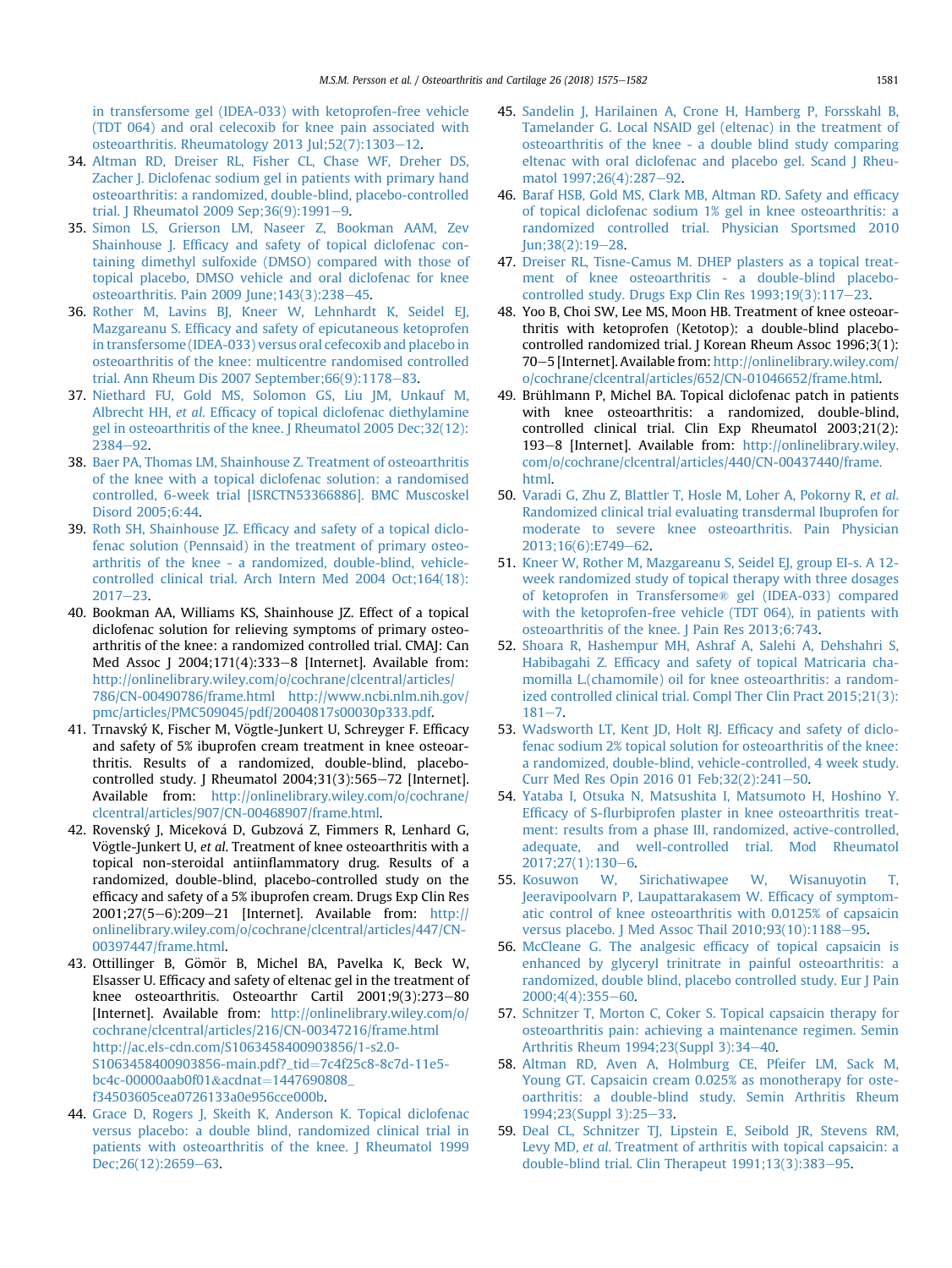in transfersome gel (IDEA-033) with ketoprofen-free vehicle (TDT 064) and oral celecoxib for knee pain associated with osteoarthritis. Rheumatology 2013 Jul;52(7):1303–12.

34. Altman RD, Dreiser RL, Fisher CL, Chase WF, Dreher DS, Zacher J. Diclofenac sodium gel in patients with primary hand osteoarthritis: a randomized, double-blind, placebo-controlled trial. J Rheumatol 2009 Sep;36(9):1991–9.
35. Simon LS, Grierson LM, Naseer Z, Bookman AAM, Zev Shainhouse J. Efficacy and safety of topical diclofenac containing dimethyl sulfoxide (DMSO) compared with those of topical placebo, DMSO vehicle and oral diclofenac for knee osteoarthritis. Pain 2009 June;143(3):238–45.
36. Rother M, Lavins BJ, Kneer W, Lehnhardt K, Seidel EJ, Mazgareanu S. Efficacy and safety of epicutaneous ketoprofen in transfersome (IDEA-033) versus oral cefecoxib and placebo in osteoarthritis of the knee: multicentre randomised controlled trial. Ann Rheum Dis 2007 September;66(9):1178–83.
37. Niethard FU, Gold MS, Solomon GS, Liu JM, Unkauf M, Albrecht HH, *et al.* Efficacy of topical diclofenac diethylamine gel in osteoarthritis of the knee. J Rheumatol 2005 Dec;32(12): 2384–92.
38. Baer PA, Thomas LM, Shainhouse Z. Treatment of osteoarthritis of the knee with a topical diclofenac solution: a randomised controlled, 6-week trial [ISRCTN53366886]. BMC Muscoskel Disord 2005;6:44.
39. Roth SH, Shainhouse JZ. Efficacy and safety of a topical diclofenac solution (Pennsaid) in the treatment of primary osteoarthritis of the knee - a randomized, double-blind, vehicle-controlled clinical trial. Arch Intern Med 2004 Oct;164(18): 2017–23.
40. Bookman AA, Williams KS, Shainhouse JZ. Effect of a topical diclofenac solution for relieving symptoms of primary osteoarthritis of the knee: a randomized controlled trial. CMAJ: Can Med Assoc J 2004;171(4):333–8 [Internet]. Available from: http://onlinelibrary.wiley.com/o/cochrane/clcentral/articles/786/CN-00490786/frame.html http://www.ncbi.nlm.nih.gov/pmc/articles/PMC509045/pdf/20040817s00030p333.pdf.
41. Trnavský K, Fischer M, Vögtle-Junkert U, Schreyger F. Efficacy and safety of 5% ibuprofen cream treatment in knee osteoarthritis. Results of a randomized, double-blind, placebo-controlled study. J Rheumatol 2004;31(3):565–72 [Internet]. Available from: http://onlinelibrary.wiley.com/o/cochrane/clcentral/articles/907/CN-00468907/frame.html.
42. Rovenský J, Miceková D, Gubzová Z, Fimmers R, Lenhard G, Vögtle-Junkert U, *et al.* Treatment of knee osteoarthritis with a topical non-steroidal antiinflammatory drug. Results of a randomized, double-blind, placebo-controlled study on the efficacy and safety of a 5% ibuprofen cream. Drugs Exp Clin Res 2001;27(5–6):209–21 [Internet]. Available from: http://onlinelibrary.wiley.com/o/cochrane/clcentral/articles/447/CN-00397447/frame.html.
43. Ottillinger B, Gömör B, Michel BA, Pavelka K, Beck W, Elsasser U. Efficacy and safety of eltenac gel in the treatment of knee osteoarthritis. Osteoarthr Cartil 2001;9(3):273–80 [Internet]. Available from: http://onlinelibrary.wiley.com/o/cochrane/clcentral/articles/216/CN-00347216/frame.html http://ac.els-cdn.com/S1063458400903856/1-s2.0-S1063458400903856-main.pdf?_tid=7c4f25c8-8c7d-11e5-bc4c-00000aab0f01&acdnat=1447690808_f34503605cea0726133a0e956cce000b.
44. Grace D, Rogers J, Skeith K, Anderson K. Topical diclofenac versus placebo: a double blind, randomized clinical trial in patients with osteoarthritis of the knee. J Rheumatol 1999 Dec;26(12):2659–63.
45. Sandelin J, Harilainen A, Crone H, Hamberg P, Forsskahl B, Tamelander G. Local NSAID gel (eltenac) in the treatment of osteoarthritis of the knee - a double blind study comparing eltenac with oral diclofenac and placebo gel. Scand J Rheumatol 1997;26(4):287–92.
46. Baraf HSB, Gold MS, Clark MB, Altman RD. Safety and efficacy of topical diclofenac sodium 1% gel in knee osteoarthritis: a randomized controlled trial. Physician Sportsmed 2010 Jun;38(2):19–28.
47. Dreiser RL, Tisne-Camus M. DHEP plasters as a topical treatment of knee osteoarthritis - a double-blind placebo-controlled study. Drugs Exp Clin Res 1993;19(3):117–23.
48. Yoo B, Choi SW, Lee MS, Moon HB. Treatment of knee osteoarthritis with ketoprofen (Ketotop): a double-blind placebo-controlled randomized trial. J Korean Rheum Assoc 1996;3(1): 70–5 [Internet]. Available from: http://onlinelibrary.wiley.com/o/cochrane/clcentral/articles/652/CN-01046652/frame.html.
49. Brühlmann P, Michel BA. Topical diclofenac patch in patients with knee osteoarthritis: a randomized, double-blind, controlled clinical trial. Clin Exp Rheumatol 2003;21(2): 193–8 [Internet]. Available from: http://onlinelibrary.wiley.com/o/cochrane/clcentral/articles/440/CN-00437440/frame.html.
50. Varadi G, Zhu Z, Blattler T, Hosle M, Loher A, Pokorny R, *et al.* Randomized clinical trial evaluating transdermal Ibuprofen for moderate to severe knee osteoarthritis. Pain Physician 2013;16(6):E749–62.
51. Kneer W, Rother M, Mazgareanu S, Seidel EJ, group EI-s. A 12-week randomized study of topical therapy with three dosages of ketoprofen in Transfersome® gel (IDEA-033) compared with the ketoprofen-free vehicle (TDT 064), in patients with osteoarthritis of the knee. J Pain Res 2013;6:743.
52. Shoara R, Hashempur MH, Ashraf A, Salehi A, Dehshahri S, Habibagahi Z. Efficacy and safety of topical Matricaria chamomilla L.(chamomile) oil for knee osteoarthritis: a randomized controlled clinical trial. Compl Ther Clin Pract 2015;21(3): 181–7.
53. Wadsworth LT, Kent JD, Holt RJ. Efficacy and safety of diclofenac sodium 2% topical solution for osteoarthritis of the knee: a randomized, double-blind, vehicle-controlled, 4 week study. Curr Med Res Opin 2016 01 Feb;32(2):241–50.
54. Yataba I, Otsuka N, Matsushita I, Matsumoto H, Hoshino Y. Efficacy of S-flurbiprofen plaster in knee osteoarthritis treatment: results from a phase III, randomized, active-controlled, adequate, and well-controlled trial. Mod Rheumatol 2017;27(1):130–6.
55. Kosuwon W, Sirichatiwapee W, Wisanuyotin T, Jeeravipoolvarn P, Laupattarakasem W. Efficacy of symptomatic control of knee osteoarthritis with 0.0125% of capsaicin versus placebo. J Med Assoc Thail 2010;93(10):1188–95.
56. McCleane G. The analgesic efficacy of topical capsaicin is enhanced by glyceryl trinitrate in painful osteoarthritis: a randomized, double blind, placebo controlled study. Eur J Pain 2000;4(4):355–60.
57. Schnitzer T, Morton C, Coker S. Topical capsaicin therapy for osteoarthritis pain: achieving a maintenance regimen. Semin Arthritis Rheum 1994;23(Suppl 3):34–40.
58. Altman RD, Aven A, Holmburg CE, Pfeifer LM, Sack M, Young GT. Capsaicin cream 0.025% as monotherapy for osteoarthritis: a double-blind study. Semin Arthritis Rheum 1994;23(Suppl 3):25–33.
59. Deal CL, Schnitzer TJ, Lipstein E, Seibold JR, Stevens RM, Levy MD, *et al.* Treatment of arthritis with topical capsaicin: a double-blind trial. Clin Therapeut 1991;13(3):383–95.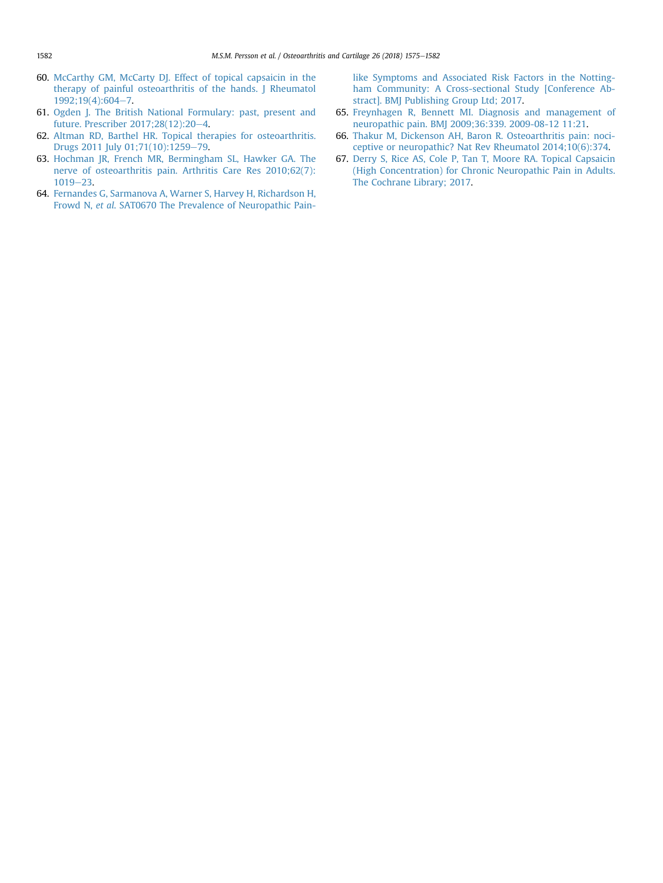60. McCarthy GM, McCarty DJ. Effect of topical capsaicin in the therapy of painful osteoarthritis of the hands. J Rheumatol 1992;19(4):604–7.
61. Ogden J. The British National Formulary: past, present and future. Prescriber 2017;28(12):20–4.
62. Altman RD, Barthel HR. Topical therapies for osteoarthritis. Drugs 2011 July 01;71(10):1259–79.
63. Hochman JR, French MR, Bermingham SL, Hawker GA. The nerve of osteoarthritis pain. Arthritis Care Res 2010;62(7): 1019–23.
64. Fernandes G, Sarmanova A, Warner S, Harvey H, Richardson H, Frowd N, *et al*. SAT0670 The Prevalence of Neuropathic Pain-like Symptoms and Associated Risk Factors in the Nottingham Community: A Cross-sectional Study [Conference Abstract]. BMJ Publishing Group Ltd; 2017.
65. Freynhagen R, Bennett MI. Diagnosis and management of neuropathic pain. BMJ 2009;36:339. 2009-08-12 11:21.
66. Thakur M, Dickenson AH, Baron R. Osteoarthritis pain: nociceptive or neuropathic? Nat Rev Rheumatol 2014;10(6):374.
67. Derry S, Rice AS, Cole P, Tan T, Moore RA. Topical Capsaicin (High Concentration) for Chronic Neuropathic Pain in Adults. The Cochrane Library; 2017.